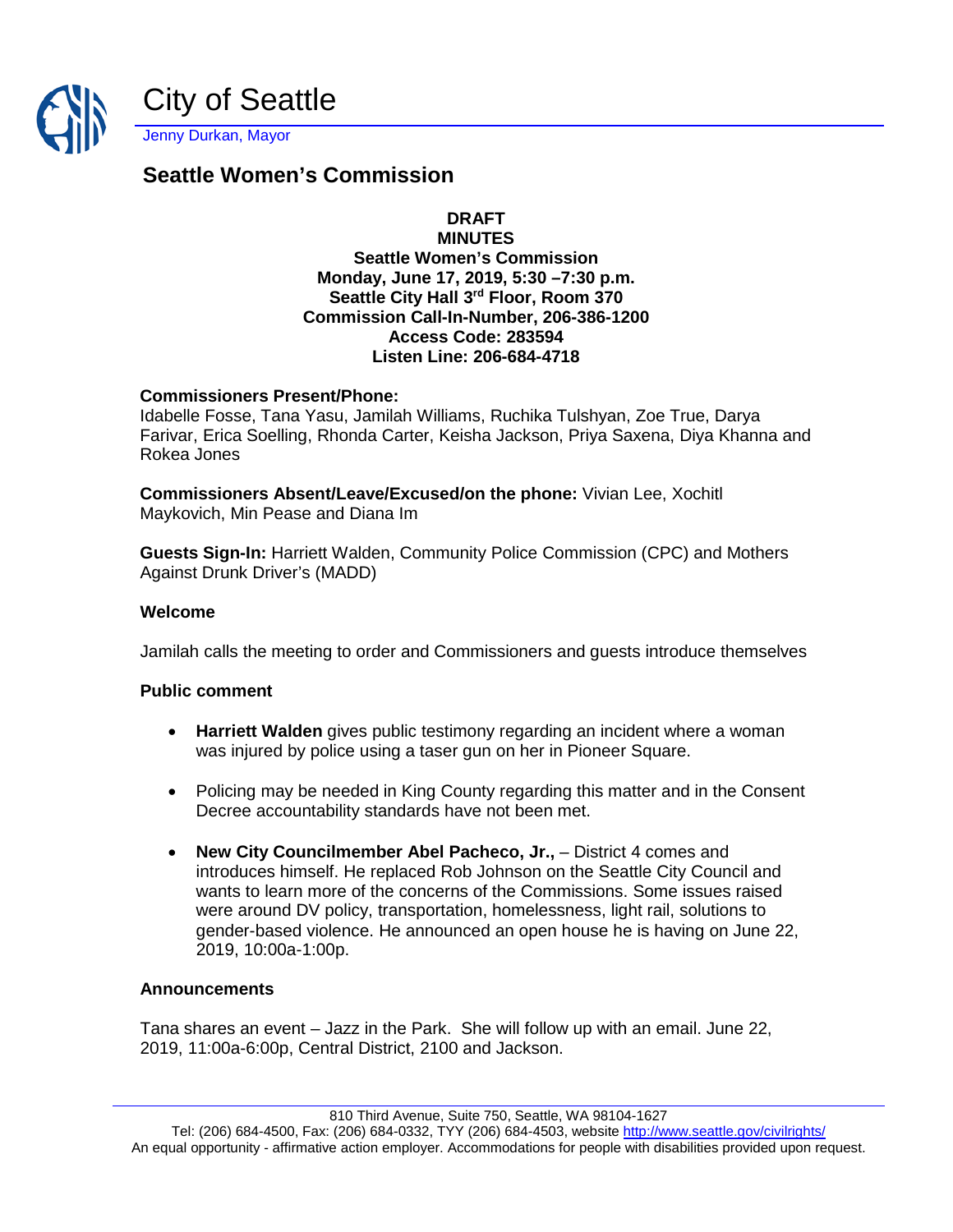# City of Seattle

Jenny Durkan, Mayor

## Seattle Women's Commission

**DRAFT**
**MINUTES**
**Seattle Women's Commission**
**Monday, June 17, 2019, 5:30 –7:30 p.m.**
**Seattle City Hall 3rd Floor, Room 370**
**Commission Call-In-Number, 206-386-1200**
**Access Code: 283594**
**Listen Line: 206-684-4718**

**Commissioners Present/Phone:**
Idabelle Fosse, Tana Yasu, Jamilah Williams, Ruchika Tulshyan, Zoe True, Darya Farivar, Erica Soelling, Rhonda Carter, Keisha Jackson, Priya Saxena, Diya Khanna and Rokea Jones

**Commissioners Absent/Leave/Excused/on the phone:** Vivian Lee, Xochitl Maykovich, Min Pease and Diana Im

**Guests Sign-In:** Harriett Walden, Community Police Commission (CPC) and Mothers Against Drunk Driver's (MADD)

### Welcome

Jamilah calls the meeting to order and Commissioners and guests introduce themselves

### Public comment

- **Harriett Walden** gives public testimony regarding an incident where a woman was injured by police using a taser gun on her in Pioneer Square.
- Policing may be needed in King County regarding this matter and in the Consent Decree accountability standards have not been met.
- **New City Councilmember Abel Pacheco, Jr.,** – District 4 comes and introduces himself. He replaced Rob Johnson on the Seattle City Council and wants to learn more of the concerns of the Commissions. Some issues raised were around DV policy, transportation, homelessness, light rail, solutions to gender-based violence. He announced an open house he is having on June 22, 2019, 10:00a-1:00p.

### Announcements

Tana shares an event – Jazz in the Park. She will follow up with an email. June 22, 2019, 11:00a-6:00p, Central District, 2100 and Jackson.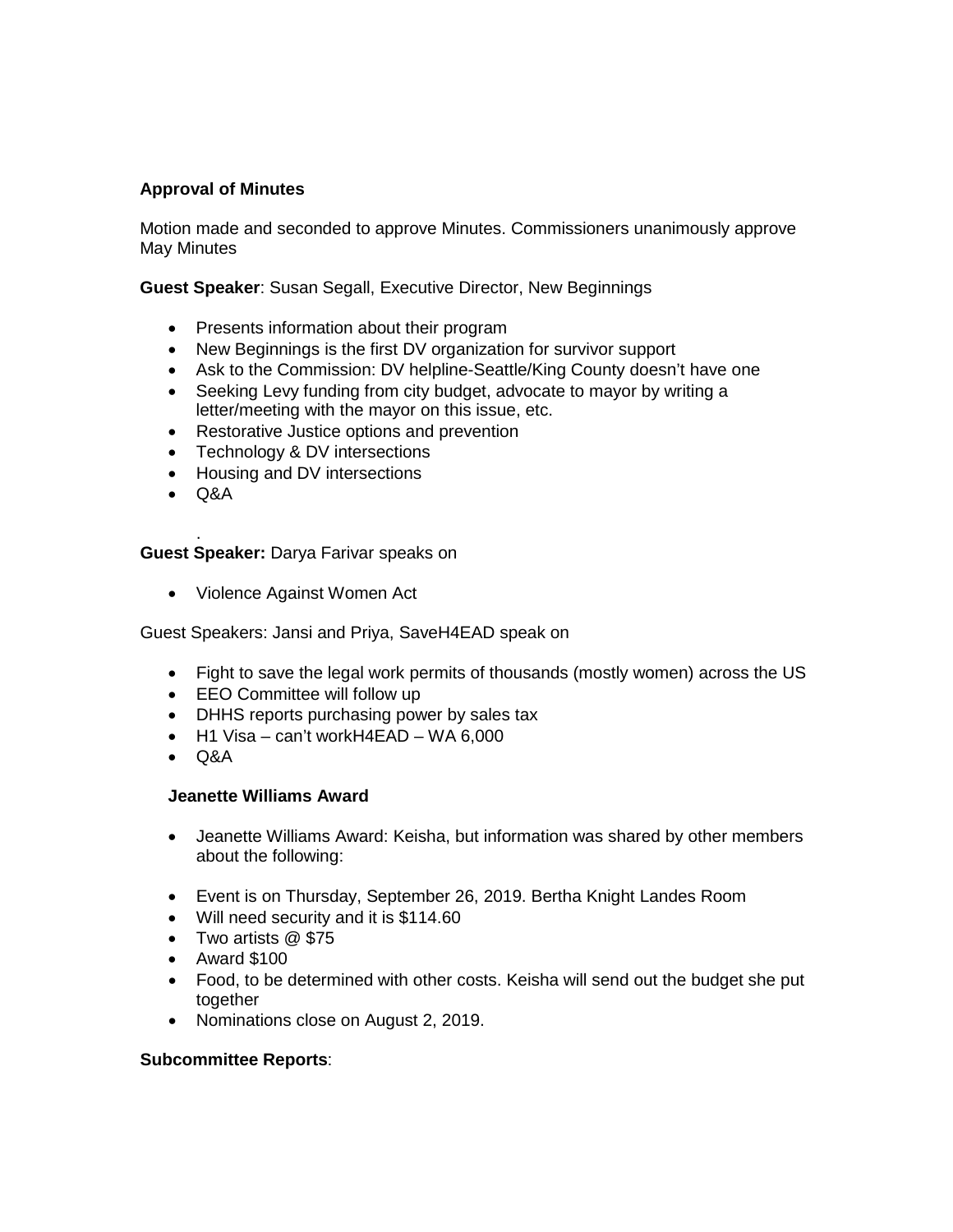**Approval of Minutes**

Motion made and seconded to approve Minutes. Commissioners unanimously approve May Minutes

**Guest Speaker**: Susan Segall, Executive Director, New Beginnings

- Presents information about their program
- New Beginnings is the first DV organization for survivor support
- Ask to the Commission: DV helpline-Seattle/King County doesn't have one
- Seeking Levy funding from city budget, advocate to mayor by writing a letter/meeting with the mayor on this issue, etc.
- Restorative Justice options and prevention
- Technology & DV intersections
- Housing and DV intersections
- Q&A

.

**Guest Speaker:** Darya Farivar speaks on

- Violence Against Women Act

Guest Speakers: Jansi and Priya, SaveH4EAD speak on

- Fight to save the legal work permits of thousands (mostly women) across the US
- EEO Committee will follow up
- DHHS reports purchasing power by sales tax
- H1 Visa – can't workH4EAD – WA 6,000
- Q&A

**Jeanette Williams Award**

- Jeanette Williams Award: Keisha, but information was shared by other members about the following:

- Event is on Thursday, September 26, 2019. Bertha Knight Landes Room
- Will need security and it is $114.60
- Two artists @ $75
- Award $100
- Food, to be determined with other costs. Keisha will send out the budget she put together
- Nominations close on August 2, 2019.

**Subcommittee Reports**: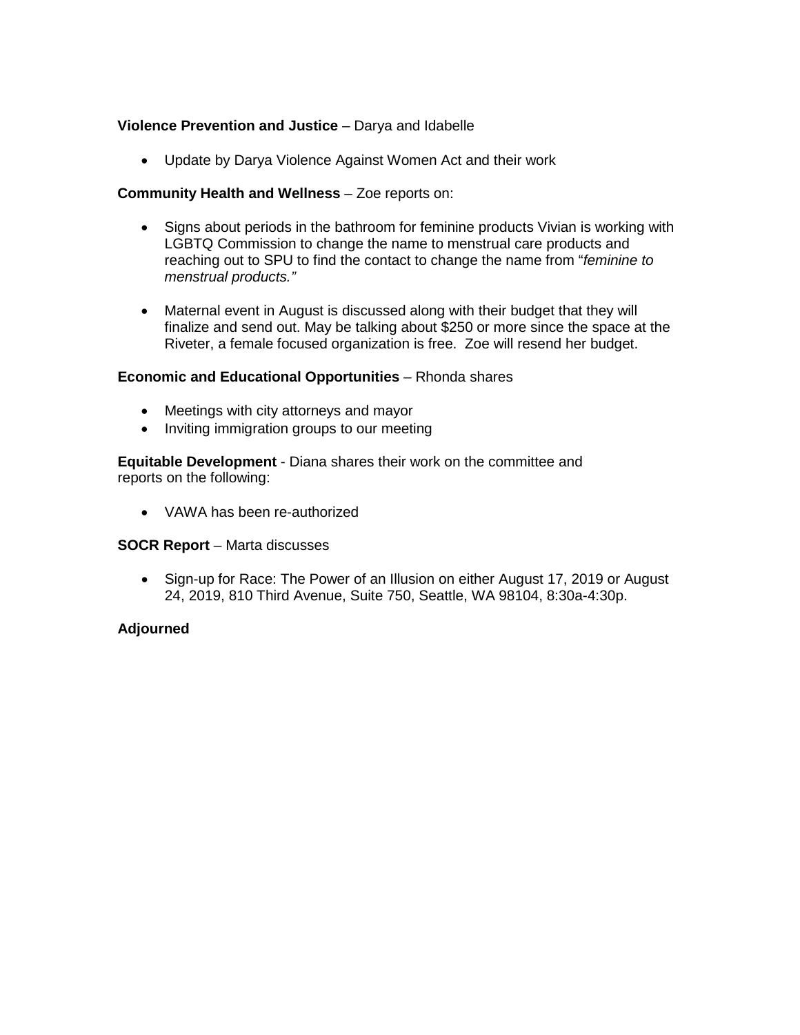**Violence Prevention and Justice** – Darya and Idabelle

- Update by Darya Violence Against Women Act and their work

**Community Health and Wellness** – Zoe reports on:

- Signs about periods in the bathroom for feminine products Vivian is working with LGBTQ Commission to change the name to menstrual care products and reaching out to SPU to find the contact to change the name from "*feminine to menstrual products."*

- Maternal event in August is discussed along with their budget that they will finalize and send out. May be talking about $250 or more since the space at the Riveter, a female focused organization is free. Zoe will resend her budget.

**Economic and Educational Opportunities** – Rhonda shares

- Meetings with city attorneys and mayor
- Inviting immigration groups to our meeting

**Equitable Development** - Diana shares their work on the committee and reports on the following:

- VAWA has been re-authorized

**SOCR Report** – Marta discusses

- Sign-up for Race: The Power of an Illusion on either August 17, 2019 or August 24, 2019, 810 Third Avenue, Suite 750, Seattle, WA 98104, 8:30a-4:30p.

**Adjourned**